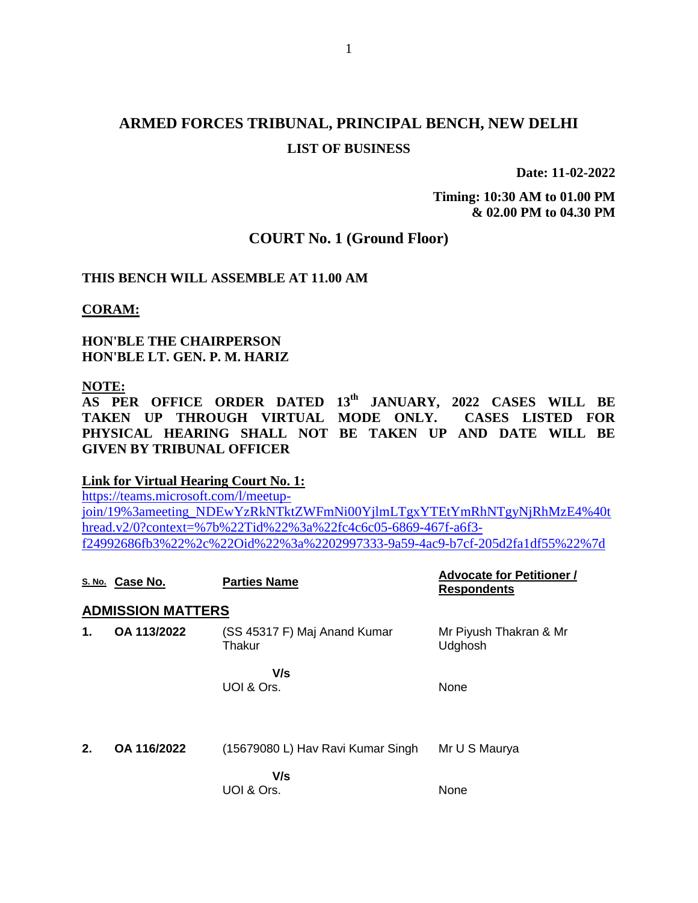# ARMED FORCES TRIBUNAL, PRINCIPAL BENCH, NEW DELHI

## LIST OF BUSINESS

**Date: 11-02-2022**

**Timing: 10:30 AM to 01.00 PM & 02.00 PM to 04.30 PM**

## COURT No. 1 (Ground Floor)

**THIS BENCH WILL ASSEMBLE AT 11.00 AM**

**CORAM:**

**HON'BLE THE CHAIRPERSON**
**HON'BLE LT. GEN. P. M. HARIZ**

**NOTE:**
**AS PER OFFICE ORDER DATED 13th JANUARY, 2022 CASES WILL BE TAKEN UP THROUGH VIRTUAL MODE ONLY. CASES LISTED FOR PHYSICAL HEARING SHALL NOT BE TAKEN UP AND DATE WILL BE GIVEN BY TRIBUNAL OFFICER**

**Link for Virtual Hearing Court No. 1:**
https://teams.microsoft.com/l/meetup-join/19%3ameeting_NDEwYzRkNTktZWFmNi00YjlmLTgxYTEtYmRhNTgyNjRhMzE4%40thread.v2/0?context=%7b%22Tid%22%3a%22fc4c6c05-6869-467f-a6f3-f24992686fb3%22%2c%22Oid%22%3a%2202997333-9a59-4ac9-b7cf-205d2fa1df55%22%7d

| S. No. | Case No. | Parties Name | Advocate for Petitioner / Respondents |
|---|---|---|---|
| **ADMISSION MATTERS** | | | |
| **1.** | **OA 113/2022** | (SS 45317 F) Maj Anand Kumar Thakur | Mr Piyush Thakran & Mr Udghosh |
| | | **V/s** | |
| | | UOI & Ors. | None |
| **2.** | **OA 116/2022** | (15679080 L) Hav Ravi Kumar Singh | Mr U S Maurya |
| | | **V/s** | |
| | | UOI & Ors. | None |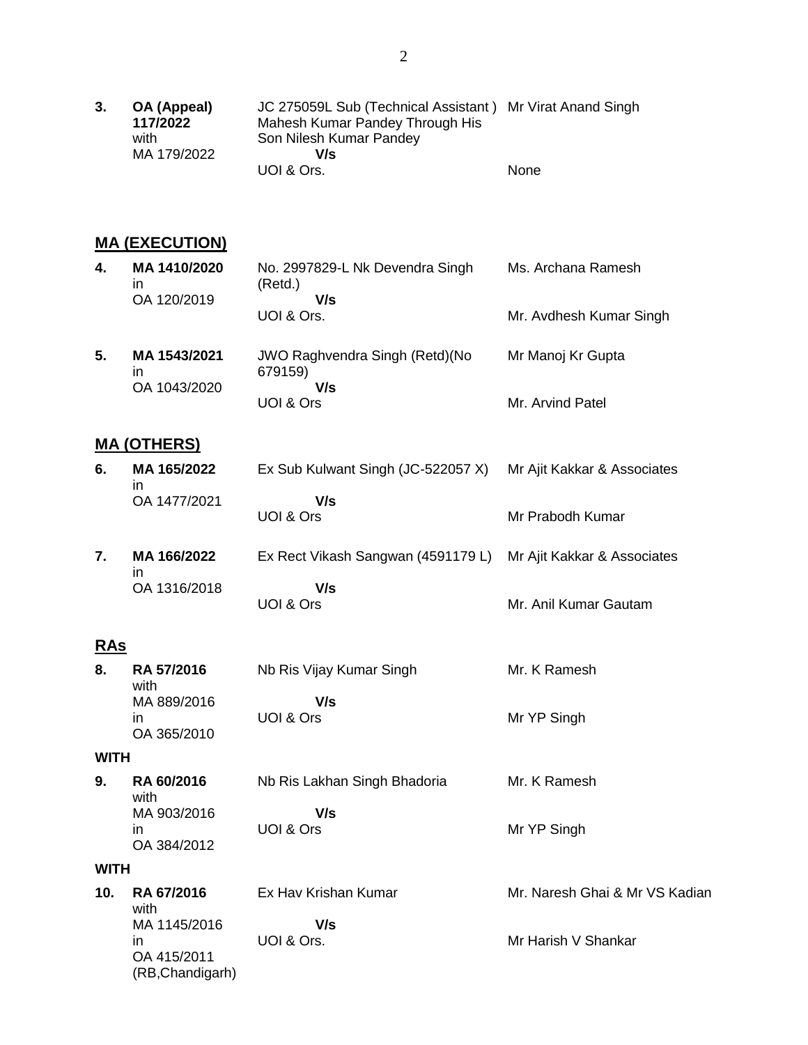| | | | |
|---|---|---|---|
| **3.** | **OA (Appeal) 117/2022** with MA 179/2022 | JC 275059L Sub (Technical Assistant ) Mahesh Kumar Pandey Through His Son Nilesh Kumar Pandey **V/s** UOI & Ors. | Mr Virat Anand Singh<br><br>None |

## MA (EXECUTION)

| | | | |
|---|---|---|---|
| **4.** | **MA 1410/2020** in OA 120/2019 | No. 2997829-L Nk Devendra Singh (Retd.) **V/s** UOI & Ors. | Ms. Archana Ramesh<br><br>Mr. Avdhesh Kumar Singh |
| **5.** | **MA 1543/2021** in OA 1043/2020 | JWO Raghvendra Singh (Retd)(No 679159) **V/s** UOI & Ors | Mr Manoj Kr Gupta<br><br>Mr. Arvind Patel |

## MA (OTHERS)

| | | | |
|---|---|---|---|
| **6.** | **MA 165/2022** in OA 1477/2021 | Ex Sub Kulwant Singh (JC-522057 X) **V/s** UOI & Ors | Mr Ajit Kakkar & Associates<br><br>Mr Prabodh Kumar |
| **7.** | **MA 166/2022** in OA 1316/2018 | Ex Rect Vikash Sangwan (4591179 L) **V/s** UOI & Ors | Mr Ajit Kakkar & Associates<br><br>Mr. Anil Kumar Gautam |

## RAs

| | | | |
|---|---|---|---|
| **8.** | **RA 57/2016** with MA 889/2016 in OA 365/2010 | Nb Ris Vijay Kumar Singh **V/s** UOI & Ors | Mr. K Ramesh<br><br>Mr YP Singh |

**WITH**

| | | | |
|---|---|---|---|
| **9.** | **RA 60/2016** with MA 903/2016 in OA 384/2012 | Nb Ris Lakhan Singh Bhadoria **V/s** UOI & Ors | Mr. K Ramesh<br><br>Mr YP Singh |

**WITH**

| | | | |
|---|---|---|---|
| **10.** | **RA 67/2016** with MA 1145/2016 in OA 415/2011 (RB,Chandigarh) | Ex Hav Krishan Kumar **V/s** UOI & Ors. | Mr. Naresh Ghai & Mr VS Kadian<br><br>Mr Harish V Shankar |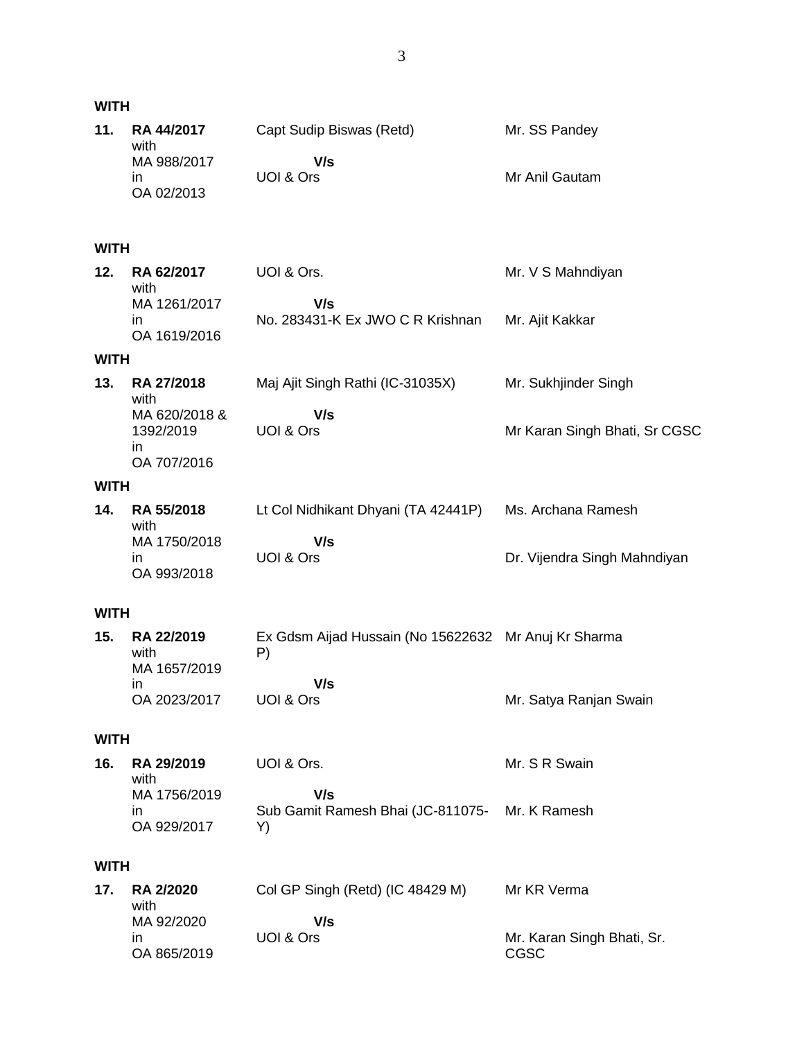**WITH**

| | | | |
|---|---|---|---|
| **11.** | **RA 44/2017** with MA 988/2017 in OA 02/2013 | Capt Sudip Biswas (Retd) **V/s** UOI & Ors | Mr. SS Pandey<br>Mr Anil Gautam |

**WITH**

| | | | |
|---|---|---|---|
| **12.** | **RA 62/2017** with MA 1261/2017 in OA 1619/2016 | UOI & Ors. **V/s** No. 283431-K Ex JWO C R Krishnan | Mr. V S Mahndiyan<br>Mr. Ajit Kakkar |

**WITH**

| | | | |
|---|---|---|---|
| **13.** | **RA 27/2018** with MA 620/2018 & 1392/2019 in OA 707/2016 | Maj Ajit Singh Rathi (IC-31035X) **V/s** UOI & Ors | Mr. Sukhjinder Singh<br>Mr Karan Singh Bhati, Sr CGSC |

**WITH**

| | | | |
|---|---|---|---|
| **14.** | **RA 55/2018** with MA 1750/2018 in OA 993/2018 | Lt Col Nidhikant Dhyani (TA 42441P) **V/s** UOI & Ors | Ms. Archana Ramesh<br>Dr. Vijendra Singh Mahndiyan |

**WITH**

| | | | |
|---|---|---|---|
| **15.** | **RA 22/2019** with MA 1657/2019 in OA 2023/2017 | Ex Gdsm Aijad Hussain (No 15622632 P) **V/s** UOI & Ors | Mr Anuj Kr Sharma<br>Mr. Satya Ranjan Swain |

**WITH**

| | | | |
|---|---|---|---|
| **16.** | **RA 29/2019** with MA 1756/2019 in OA 929/2017 | UOI & Ors. **V/s** Sub Gamit Ramesh Bhai (JC-811075-Y) | Mr. S R Swain<br>Mr. K Ramesh |

**WITH**

| | | | |
|---|---|---|---|
| **17.** | **RA 2/2020** with MA 92/2020 in OA 865/2019 | Col GP Singh (Retd) (IC 48429 M) **V/s** UOI & Ors | Mr KR Verma<br>Mr. Karan Singh Bhati, Sr. CGSC |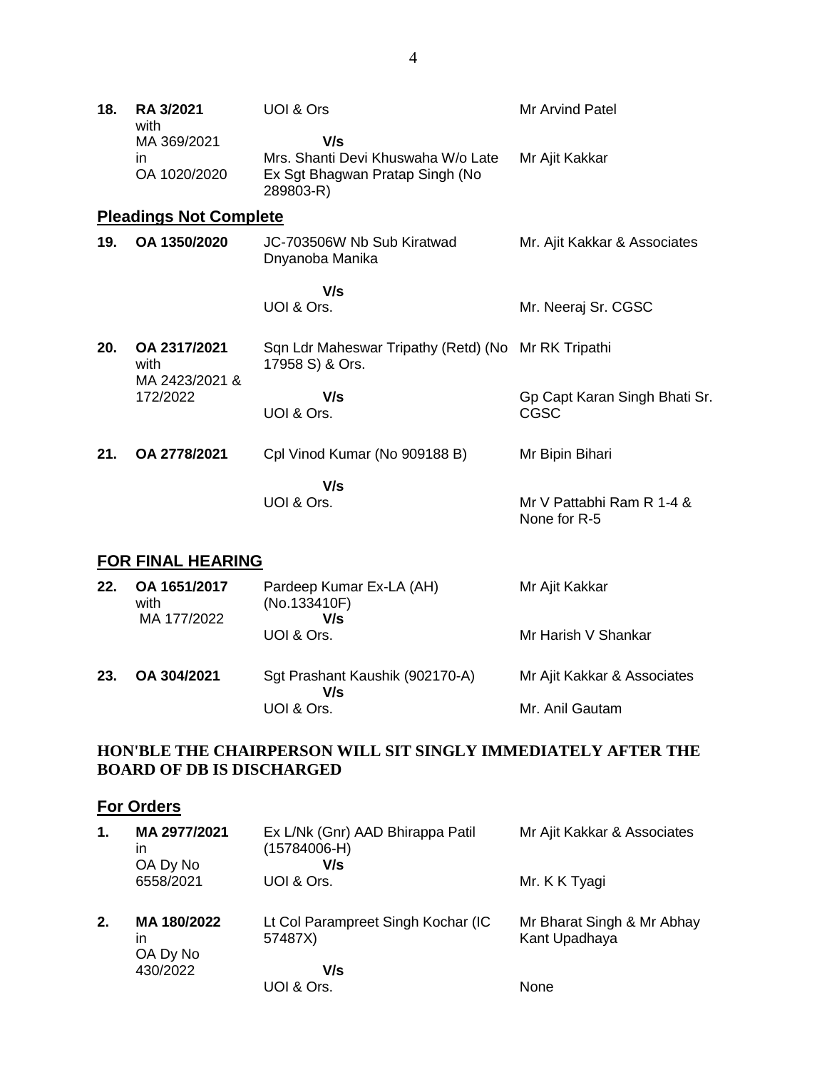| | | | |
|---|---|---|---|
| **18.** | **RA 3/2021** with MA 369/2021 in OA 1020/2020 | UOI & Ors<br>**V/s**<br>Mrs. Shanti Devi Khuswaha W/o Late Ex Sgt Bhagwan Pratap Singh (No 289803-R) | Mr Arvind Patel<br><br>Mr Ajit Kakkar |

## **Pleadings Not Complete**

| | | | |
|---|---|---|---|
| **19.** | **OA 1350/2020** | JC-703506W Nb Sub Kiratwad Dnyanoba Manika<br>**V/s**<br>UOI & Ors. | Mr. Ajit Kakkar & Associates<br><br>Mr. Neeraj Sr. CGSC |
| **20.** | **OA 2317/2021** with MA 2423/2021 & 172/2022 | Sqn Ldr Maheswar Tripathy (Retd) (No 17958 S) & Ors.<br>**V/s**<br>UOI & Ors. | Mr RK Tripathi<br><br>Gp Capt Karan Singh Bhati Sr. CGSC |
| **21.** | **OA 2778/2021** | Cpl Vinod Kumar (No 909188 B)<br>**V/s**<br>UOI & Ors. | Mr Bipin Bihari<br><br>Mr V Pattabhi Ram R 1-4 & None for R-5 |

## **FOR FINAL HEARING**

| | | | |
|---|---|---|---|
| **22.** | **OA 1651/2017** with MA 177/2022 | Pardeep Kumar Ex-LA (AH) (No.133410F)<br>**V/s**<br>UOI & Ors. | Mr Ajit Kakkar<br><br>Mr Harish V Shankar |
| **23.** | **OA 304/2021** | Sgt Prashant Kaushik (902170-A)<br>**V/s**<br>UOI & Ors. | Mr Ajit Kakkar & Associates<br><br>Mr. Anil Gautam |

### **HON'BLE THE CHAIRPERSON WILL SIT SINGLY IMMEDIATELY AFTER THE BOARD OF DB IS DISCHARGED**

## **For Orders**

| | | | |
|---|---|---|---|
| **1.** | **MA 2977/2021** in OA Dy No 6558/2021 | Ex L/Nk (Gnr) AAD Bhirappa Patil (15784006-H)<br>**V/s**<br>UOI & Ors. | Mr Ajit Kakkar & Associates<br><br>Mr. K K Tyagi |
| **2.** | **MA 180/2022** in OA Dy No 430/2022 | Lt Col Parampreet Singh Kochar (IC 57487X)<br>**V/s**<br>UOI & Ors. | Mr Bharat Singh & Mr Abhay Kant Upadhaya<br><br>None |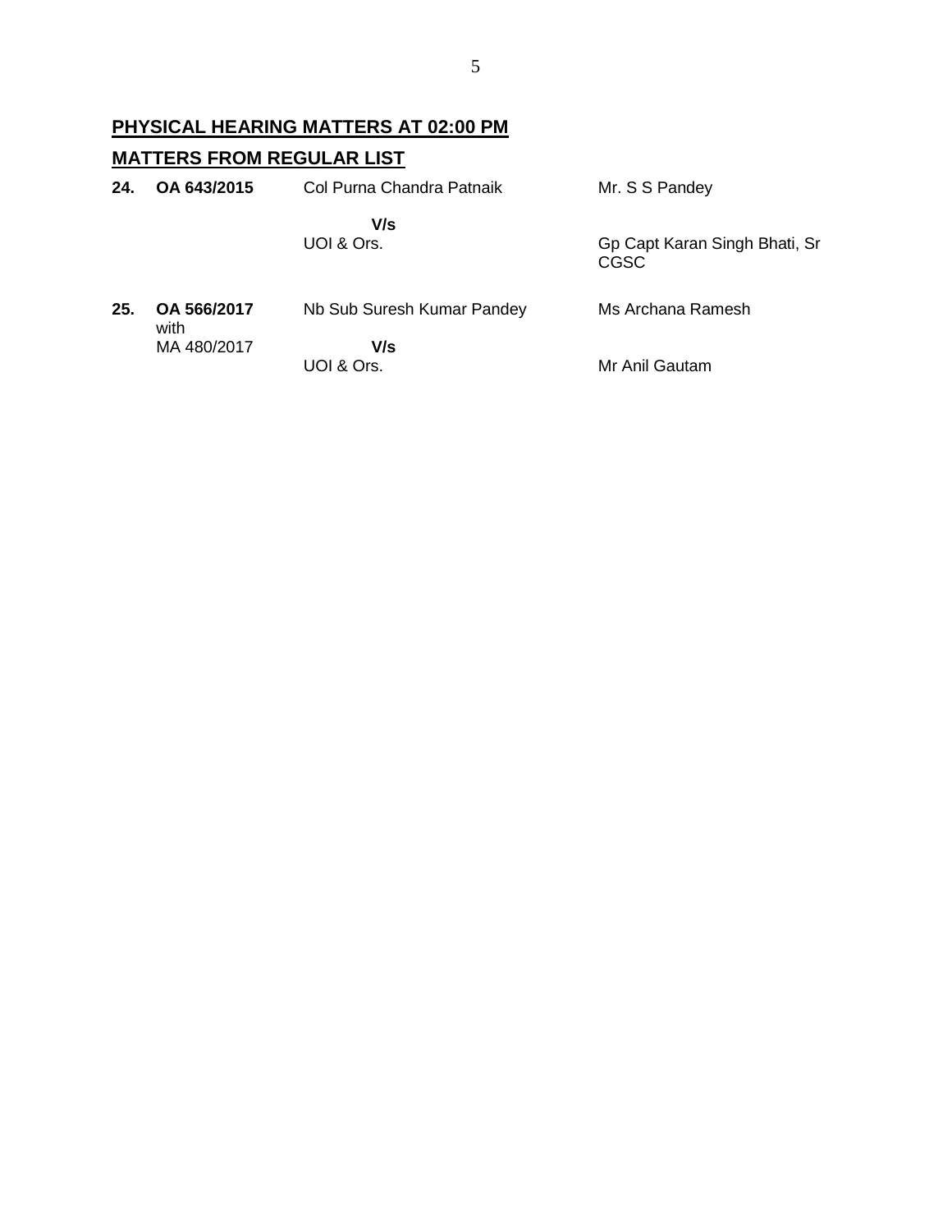## PHYSICAL HEARING MATTERS AT 02:00 PM

## MATTERS FROM REGULAR LIST

| | | | |
|---|---|---|---|
| **24.** | **OA 643/2015** | Col Purna Chandra Patnaik<br>**V/s**<br>UOI & Ors. | Mr. S S Pandey<br><br>Gp Capt Karan Singh Bhati, Sr CGSC |
| **25.** | **OA 566/2017** with MA 480/2017 | Nb Sub Suresh Kumar Pandey<br>**V/s**<br>UOI & Ors. | Ms Archana Ramesh<br><br>Mr Anil Gautam |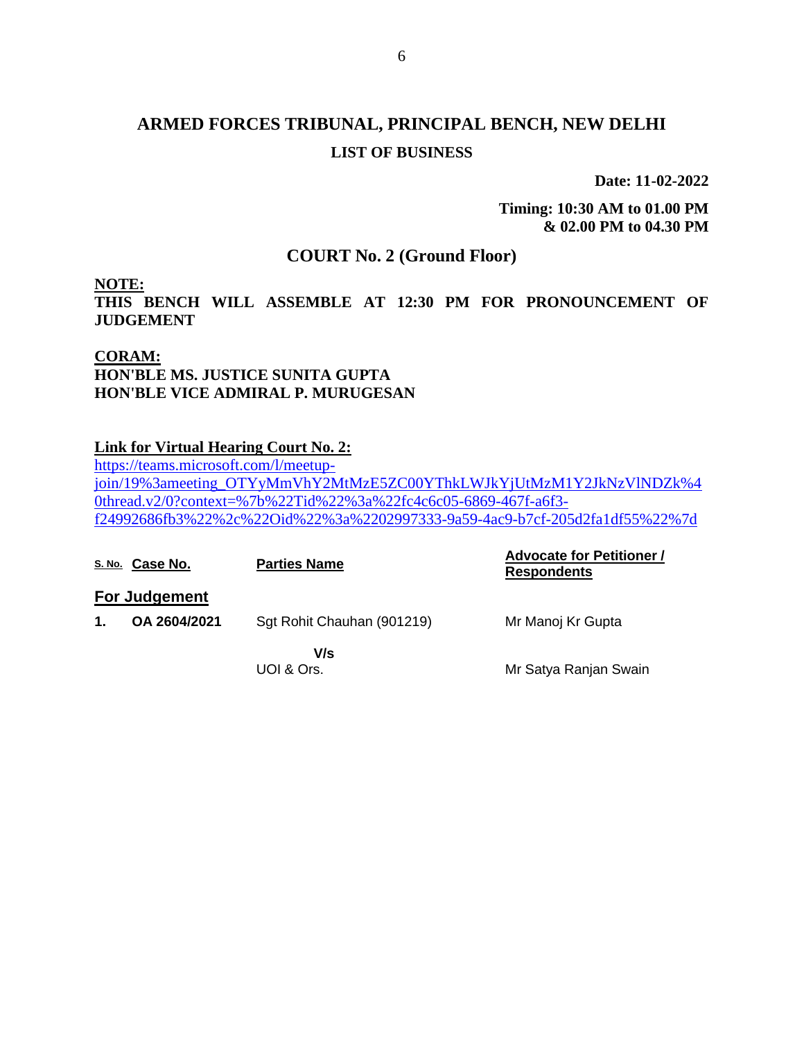# ARMED FORCES TRIBUNAL, PRINCIPAL BENCH, NEW DELHI

## LIST OF BUSINESS

**Date: 11-02-2022**

**Timing: 10:30 AM to 01.00 PM**
**& 02.00 PM to 04.30 PM**

## COURT No. 2 (Ground Floor)

**NOTE:**
**THIS BENCH WILL ASSEMBLE AT 12:30 PM FOR PRONOUNCEMENT OF JUDGEMENT**

**CORAM:**
**HON'BLE MS. JUSTICE SUNITA GUPTA**
**HON'BLE VICE ADMIRAL P. MURUGESAN**

**Link for Virtual Hearing Court No. 2:**
https://teams.microsoft.com/l/meetup-join/19%3ameeting_OTYyMmVhY2MtMzE5ZC00YThkLWJkYjUtMzM1Y2JkNzVlNDZk%40thread.v2/0?context=%7b%22Tid%22%3a%22fc4c6c05-6869-467f-a6f3-f24992686fb3%22%2c%22Oid%22%3a%2202997333-9a59-4ac9-b7cf-205d2fa1df55%22%7d

| S. No. | Case No. | Parties Name | Advocate for Petitioner / Respondents |
|---|---|---|---|
| **For Judgement** | | | |
| **1.** | **OA 2604/2021** | Sgt Rohit Chauhan (901219) | Mr Manoj Kr Gupta |
| | | V/s | |
| | | UOI & Ors. | Mr Satya Ranjan Swain |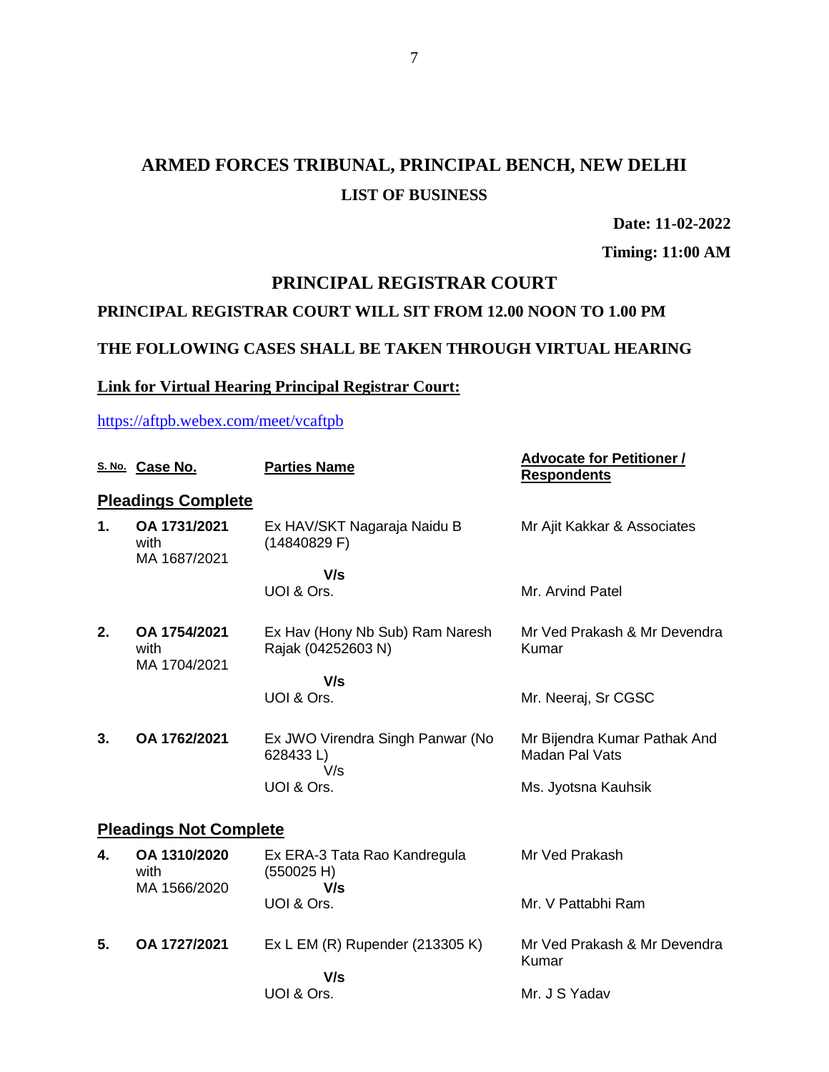# ARMED FORCES TRIBUNAL, PRINCIPAL BENCH, NEW DELHI

## LIST OF BUSINESS

**Date: 11-02-2022**

**Timing: 11:00 AM**

## PRINCIPAL REGISTRAR COURT

**PRINCIPAL REGISTRAR COURT WILL SIT FROM 12.00 NOON TO 1.00 PM**

**THE FOLLOWING CASES SHALL BE TAKEN THROUGH VIRTUAL HEARING**

**Link for Virtual Hearing Principal Registrar Court:**

https://aftpb.webex.com/meet/vcaftpb

| S. No. | Case No. | Parties Name | Advocate for Petitioner / Respondents |
|---|---|---|---|
| **Pleadings Complete** | | | |
| **1.** | **OA 1731/2021** with MA 1687/2021 | Ex HAV/SKT Nagaraja Naidu B (14840829 F) **V/s** UOI & Ors. | Mr Ajit Kakkar & Associates<br><br>Mr. Arvind Patel |
| **2.** | **OA 1754/2021** with MA 1704/2021 | Ex Hav (Hony Nb Sub) Ram Naresh Rajak (04252603 N) **V/s** UOI & Ors. | Mr Ved Prakash & Mr Devendra Kumar<br><br>Mr. Neeraj, Sr CGSC |
| **3.** | **OA 1762/2021** | Ex JWO Virendra Singh Panwar (No 628433 L) V/s UOI & Ors. | Mr Bijendra Kumar Pathak And Madan Pal Vats<br><br>Ms. Jyotsna Kauhsik |
| **Pleadings Not Complete** | | | |
| **4.** | **OA 1310/2020** with MA 1566/2020 | Ex ERA-3 Tata Rao Kandregula (550025 H) **V/s** UOI & Ors. | Mr Ved Prakash<br><br>Mr. V Pattabhi Ram |
| **5.** | **OA 1727/2021** | Ex L EM (R) Rupender (213305 K) **V/s** UOI & Ors. | Mr Ved Prakash & Mr Devendra Kumar<br><br>Mr. J S Yadav |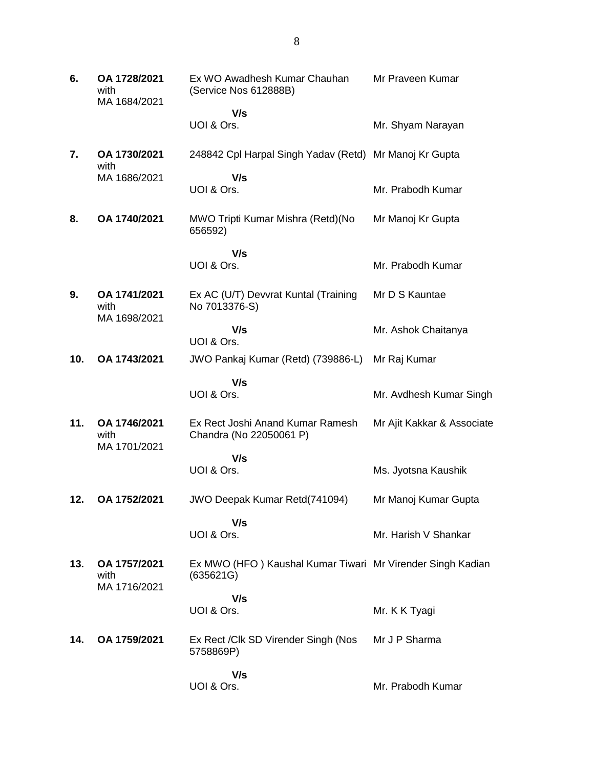| | | | |
|---|---|---|---|
| **6.** | **OA 1728/2021** with MA 1684/2021 | Ex WO Awadhesh Kumar Chauhan (Service Nos 612888B)<br><br>**V/s**<br>UOI & Ors. | Mr Praveen Kumar<br><br><br>Mr. Shyam Narayan |
| **7.** | **OA 1730/2021** with MA 1686/2021 | 248842 Cpl Harpal Singh Yadav (Retd)<br><br>**V/s**<br>UOI & Ors. | Mr Manoj Kr Gupta<br><br><br>Mr. Prabodh Kumar |
| **8.** | **OA 1740/2021** | MWO Tripti Kumar Mishra (Retd)(No 656592)<br><br>**V/s**<br>UOI & Ors. | Mr Manoj Kr Gupta<br><br><br>Mr. Prabodh Kumar |
| **9.** | **OA 1741/2021** with MA 1698/2021 | Ex AC (U/T) Devvrat Kuntal (Training No 7013376-S)<br><br>**V/s**<br>UOI & Ors. | Mr D S Kauntae<br><br><br>Mr. Ashok Chaitanya |
| **10.** | **OA 1743/2021** | JWO Pankaj Kumar (Retd) (739886-L)<br><br>**V/s**<br>UOI & Ors. | Mr Raj Kumar<br><br><br>Mr. Avdhesh Kumar Singh |
| **11.** | **OA 1746/2021** with MA 1701/2021 | Ex Rect Joshi Anand Kumar Ramesh Chandra (No 22050061 P)<br><br>**V/s**<br>UOI & Ors. | Mr Ajit Kakkar & Associate<br><br><br>Ms. Jyotsna Kaushik |
| **12.** | **OA 1752/2021** | JWO Deepak Kumar Retd(741094)<br><br>**V/s**<br>UOI & Ors. | Mr Manoj Kumar Gupta<br><br><br>Mr. Harish V Shankar |
| **13.** | **OA 1757/2021** with MA 1716/2021 | Ex MWO (HFO ) Kaushal Kumar Tiwari (635621G)<br><br>**V/s**<br>UOI & Ors. | Mr Virender Singh Kadian<br><br><br>Mr. K K Tyagi |
| **14.** | **OA 1759/2021** | Ex Rect /Clk SD Virender Singh (Nos 5758869P)<br><br>**V/s**<br>UOI & Ors. | Mr J P Sharma<br><br><br>Mr. Prabodh Kumar |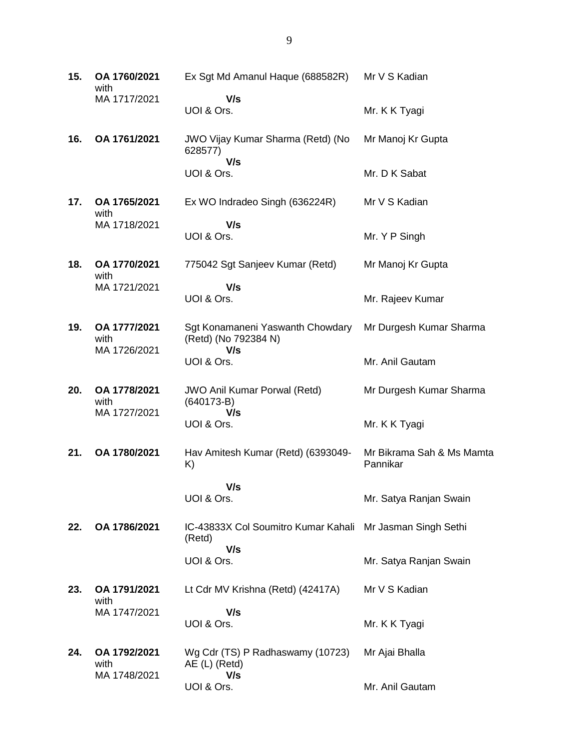| | | | |
|---|---|---|---|
| **15.** | **OA 1760/2021** with MA 1717/2021 | Ex Sgt Md Amanul Haque (688582R) **V/s** UOI & Ors. | Mr V S Kadian<br><br>Mr. K K Tyagi |
| **16.** | **OA 1761/2021** | JWO Vijay Kumar Sharma (Retd) (No 628577) **V/s** UOI & Ors. | Mr Manoj Kr Gupta<br><br>Mr. D K Sabat |
| **17.** | **OA 1765/2021** with MA 1718/2021 | Ex WO Indradeo Singh (636224R) **V/s** UOI & Ors. | Mr V S Kadian<br><br>Mr. Y P Singh |
| **18.** | **OA 1770/2021** with MA 1721/2021 | 775042 Sgt Sanjeev Kumar (Retd) **V/s** UOI & Ors. | Mr Manoj Kr Gupta<br><br>Mr. Rajeev Kumar |
| **19.** | **OA 1777/2021** with MA 1726/2021 | Sgt Konamaneni Yaswanth Chowdary (Retd) (No 792384 N) **V/s** UOI & Ors. | Mr Durgesh Kumar Sharma<br><br>Mr. Anil Gautam |
| **20.** | **OA 1778/2021** with MA 1727/2021 | JWO Anil Kumar Porwal (Retd) (640173-B) **V/s** UOI & Ors. | Mr Durgesh Kumar Sharma<br><br>Mr. K K Tyagi |
| **21.** | **OA 1780/2021** | Hav Amitesh Kumar (Retd) (6393049-K) **V/s** UOI & Ors. | Mr Bikrama Sah & Ms Mamta Pannikar<br><br>Mr. Satya Ranjan Swain |
| **22.** | **OA 1786/2021** | IC-43833X Col Soumitro Kumar Kahali (Retd) **V/s** UOI & Ors. | Mr Jasman Singh Sethi<br><br>Mr. Satya Ranjan Swain |
| **23.** | **OA 1791/2021** with MA 1747/2021 | Lt Cdr MV Krishna (Retd) (42417A) **V/s** UOI & Ors. | Mr V S Kadian<br><br>Mr. K K Tyagi |
| **24.** | **OA 1792/2021** with MA 1748/2021 | Wg Cdr (TS) P Radhaswamy (10723) AE (L) (Retd) **V/s** UOI & Ors. | Mr Ajai Bhalla<br><br>Mr. Anil Gautam |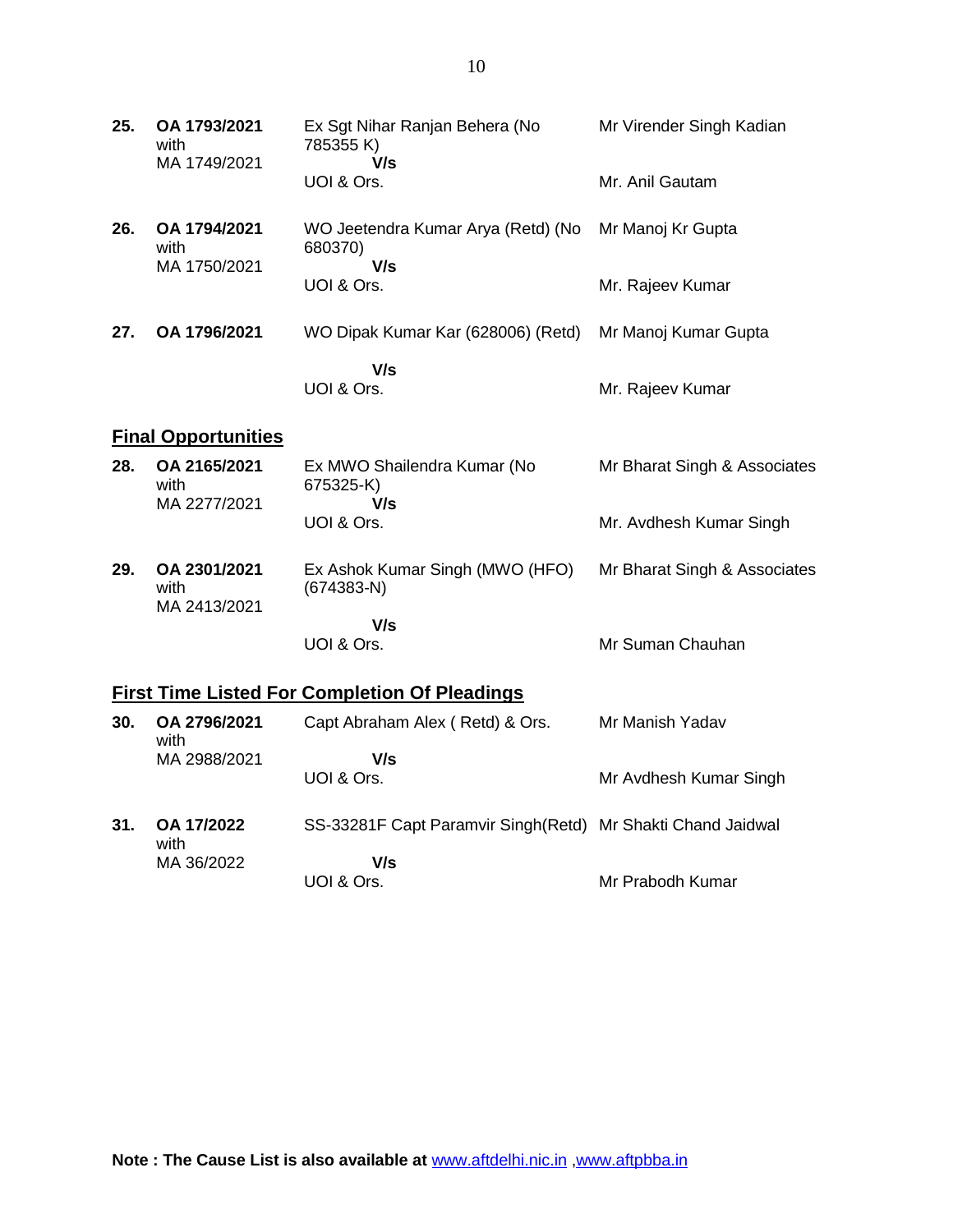| | | | |
|---|---|---|---|
| **25.** | **OA 1793/2021** with MA 1749/2021 | Ex Sgt Nihar Ranjan Behera (No 785355 K) **V/s** UOI & Ors. | Mr Virender Singh Kadian<br><br>Mr. Anil Gautam |
| **26.** | **OA 1794/2021** with MA 1750/2021 | WO Jeetendra Kumar Arya (Retd) (No 680370) **V/s** UOI & Ors. | Mr Manoj Kr Gupta<br><br>Mr. Rajeev Kumar |
| **27.** | **OA 1796/2021** | WO Dipak Kumar Kar (628006) (Retd) **V/s** UOI & Ors. | Mr Manoj Kumar Gupta<br><br>Mr. Rajeev Kumar |

## Final Opportunities

| | | | |
|---|---|---|---|
| **28.** | **OA 2165/2021** with MA 2277/2021 | Ex MWO Shailendra Kumar (No 675325-K) **V/s** UOI & Ors. | Mr Bharat Singh & Associates<br><br>Mr. Avdhesh Kumar Singh |
| **29.** | **OA 2301/2021** with MA 2413/2021 | Ex Ashok Kumar Singh (MWO (HFO) (674383-N) **V/s** UOI & Ors. | Mr Bharat Singh & Associates<br><br>Mr Suman Chauhan |

## First Time Listed For Completion Of Pleadings

| | | | |
|---|---|---|---|
| **30.** | **OA 2796/2021** with MA 2988/2021 | Capt Abraham Alex ( Retd) & Ors. **V/s** UOI & Ors. | Mr Manish Yadav<br><br>Mr Avdhesh Kumar Singh |
| **31.** | **OA 17/2022** with MA 36/2022 | SS-33281F Capt Paramvir Singh(Retd) **V/s** UOI & Ors. | Mr Shakti Chand Jaidwal<br><br>Mr Prabodh Kumar |

**Note : The Cause List is also available at** www.aftdelhi.nic.in ,www.aftpbba.in